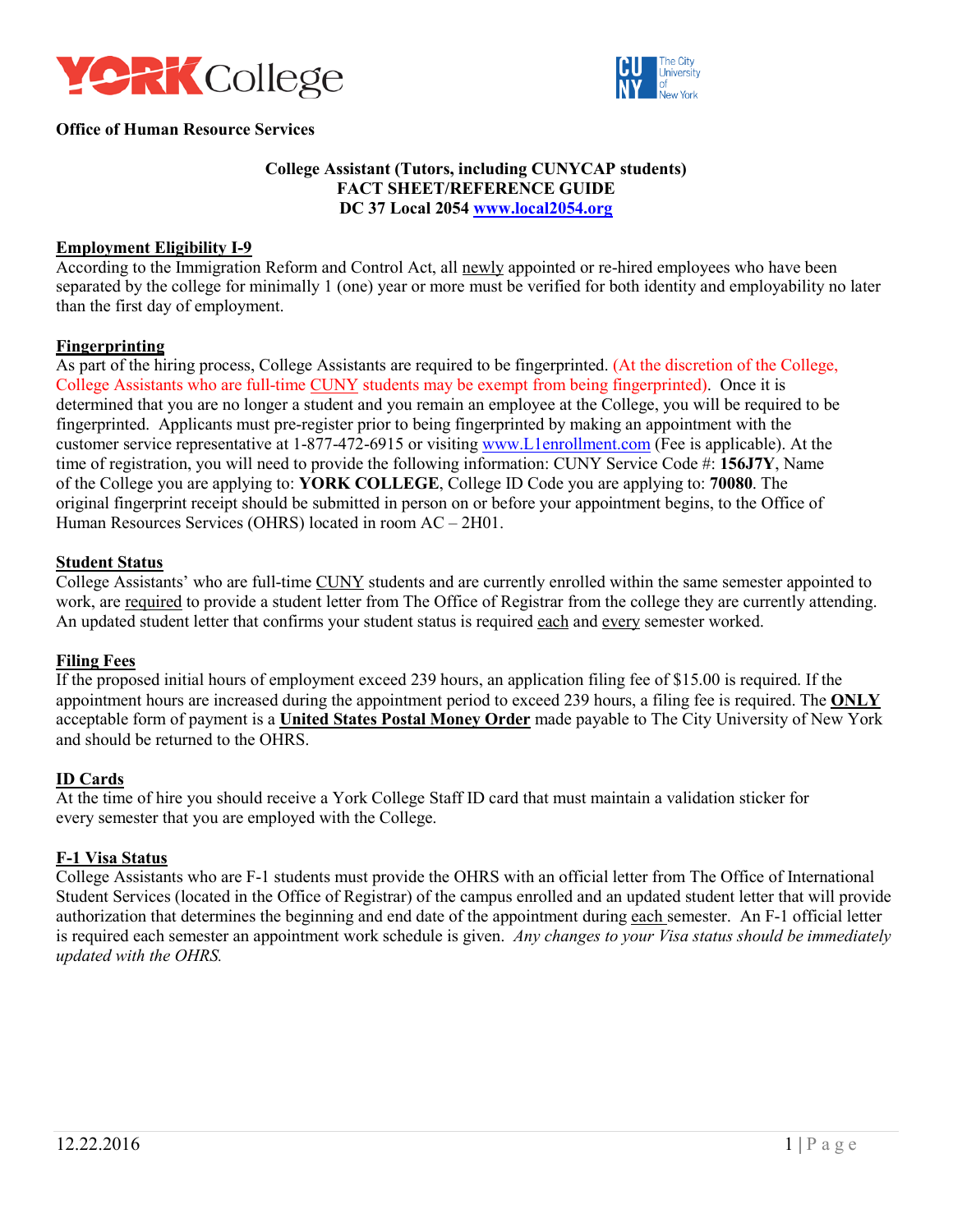**Office of Human Resource Services**

# College Assistant (Tutors, including CUNYCAP students)
## FACT SHEET/REFERENCE GUIDE
## DC 37 Local 2054 www.local2054.org

**Employment Eligibility I-9**

According to the Immigration Reform and Control Act, all newly appointed or re-hired employees who have been separated by the college for minimally 1 (one) year or more must be verified for both identity and employability no later than the first day of employment.

**Fingerprinting**

As part of the hiring process, College Assistants are required to be fingerprinted. (At the discretion of the College, College Assistants who are full-time CUNY students may be exempt from being fingerprinted). Once it is determined that you are no longer a student and you remain an employee at the College, you will be required to be fingerprinted. Applicants must pre-register prior to being fingerprinted by making an appointment with the customer service representative at 1-877-472-6915 or visiting www.L1enrollment.com (Fee is applicable). At the time of registration, you will need to provide the following information: CUNY Service Code #: **156J7Y**, Name of the College you are applying to: **YORK COLLEGE**, College ID Code you are applying to: **70080**. The original fingerprint receipt should be submitted in person on or before your appointment begins, to the Office of Human Resources Services (OHRS) located in room AC – 2H01.

**Student Status**

College Assistants' who are full-time CUNY students and are currently enrolled within the same semester appointed to work, are required to provide a student letter from The Office of Registrar from the college they are currently attending. An updated student letter that confirms your student status is required each and every semester worked.

**Filing Fees**

If the proposed initial hours of employment exceed 239 hours, an application filing fee of $15.00 is required. If the appointment hours are increased during the appointment period to exceed 239 hours, a filing fee is required. The **ONLY** acceptable form of payment is a **United States Postal Money Order** made payable to The City University of New York and should be returned to the OHRS.

**ID Cards**

At the time of hire you should receive a York College Staff ID card that must maintain a validation sticker for every semester that you are employed with the College.

**F-1 Visa Status**

College Assistants who are F-1 students must provide the OHRS with an official letter from The Office of International Student Services (located in the Office of Registrar) of the campus enrolled and an updated student letter that will provide authorization that determines the beginning and end date of the appointment during each semester. An F-1 official letter is required each semester an appointment work schedule is given. *Any changes to your Visa status should be immediately updated with the OHRS.*

12.22.2016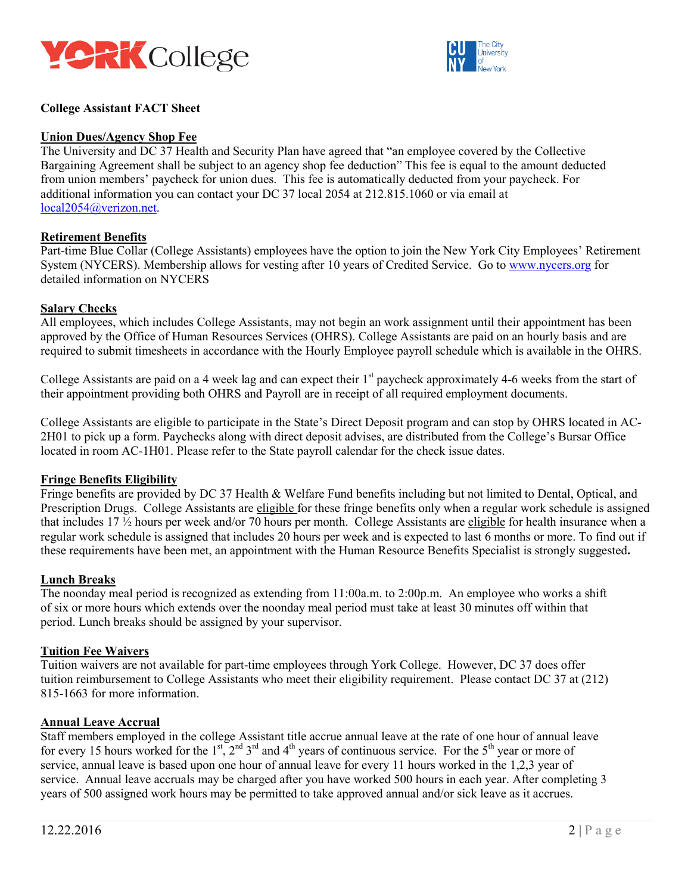**College Assistant FACT Sheet**

## Union Dues/Agency Shop Fee

The University and DC 37 Health and Security Plan have agreed that "an employee covered by the Collective Bargaining Agreement shall be subject to an agency shop fee deduction" This fee is equal to the amount deducted from union members' paycheck for union dues. This fee is automatically deducted from your paycheck. For additional information you can contact your DC 37 local 2054 at 212.815.1060 or via email at local2054@verizon.net.

## Retirement Benefits

Part-time Blue Collar (College Assistants) employees have the option to join the New York City Employees' Retirement System (NYCERS). Membership allows for vesting after 10 years of Credited Service. Go to www.nycers.org for detailed information on NYCERS

## Salary Checks

All employees, which includes College Assistants, may not begin an work assignment until their appointment has been approved by the Office of Human Resources Services (OHRS). College Assistants are paid on an hourly basis and are required to submit timesheets in accordance with the Hourly Employee payroll schedule which is available in the OHRS.

College Assistants are paid on a 4 week lag and can expect their 1st paycheck approximately 4-6 weeks from the start of their appointment providing both OHRS and Payroll are in receipt of all required employment documents.

College Assistants are eligible to participate in the State's Direct Deposit program and can stop by OHRS located in AC-2H01 to pick up a form. Paychecks along with direct deposit advises, are distributed from the College's Bursar Office located in room AC-1H01. Please refer to the State payroll calendar for the check issue dates.

## Fringe Benefits Eligibility

Fringe benefits are provided by DC 37 Health & Welfare Fund benefits including but not limited to Dental, Optical, and Prescription Drugs. College Assistants are eligible for these fringe benefits only when a regular work schedule is assigned that includes 17 ½ hours per week and/or 70 hours per month. College Assistants are eligible for health insurance when a regular work schedule is assigned that includes 20 hours per week and is expected to last 6 months or more. To find out if these requirements have been met, an appointment with the Human Resource Benefits Specialist is strongly suggested**.**

## Lunch Breaks

The noonday meal period is recognized as extending from 11:00a.m. to 2:00p.m. An employee who works a shift of six or more hours which extends over the noonday meal period must take at least 30 minutes off within that period. Lunch breaks should be assigned by your supervisor.

## Tuition Fee Waivers

Tuition waivers are not available for part-time employees through York College. However, DC 37 does offer tuition reimbursement to College Assistants who meet their eligibility requirement. Please contact DC 37 at (212) 815-1663 for more information.

## Annual Leave Accrual

Staff members employed in the college Assistant title accrue annual leave at the rate of one hour of annual leave for every 15 hours worked for the 1st, 2nd 3rd and 4th years of continuous service. For the 5th year or more of service, annual leave is based upon one hour of annual leave for every 11 hours worked in the 1,2,3 year of service. Annual leave accruals may be charged after you have worked 500 hours in each year. After completing 3 years of 500 assigned work hours may be permitted to take approved annual and/or sick leave as it accrues.

12.22.2016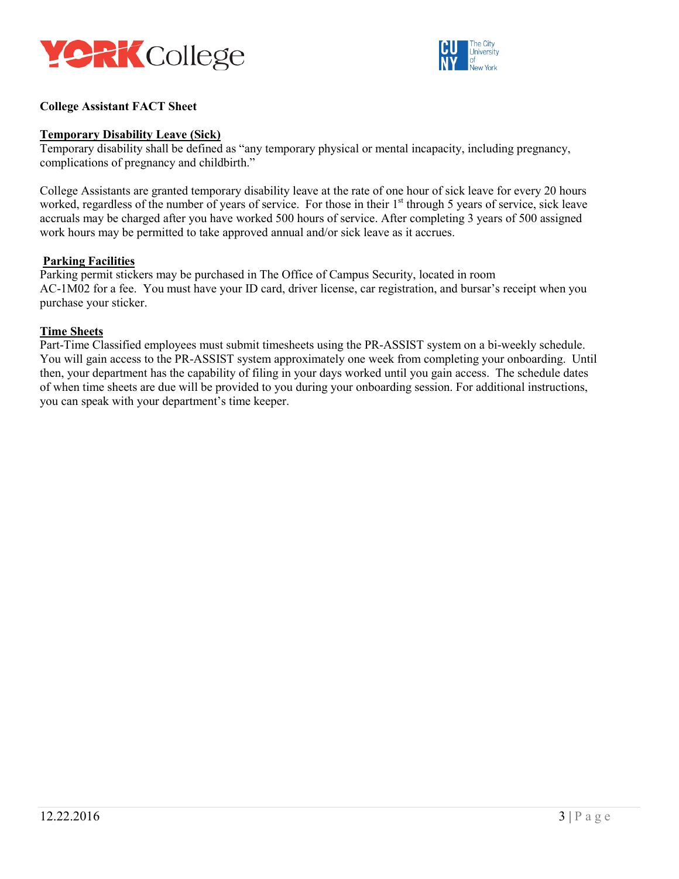**College Assistant FACT Sheet**

**Temporary Disability Leave (Sick)**

Temporary disability shall be defined as "any temporary physical or mental incapacity, including pregnancy, complications of pregnancy and childbirth."

College Assistants are granted temporary disability leave at the rate of one hour of sick leave for every 20 hours worked, regardless of the number of years of service. For those in their 1st through 5 years of service, sick leave accruals may be charged after you have worked 500 hours of service. After completing 3 years of 500 assigned work hours may be permitted to take approved annual and/or sick leave as it accrues.

**Parking Facilities**

Parking permit stickers may be purchased in The Office of Campus Security, located in room AC-1M02 for a fee. You must have your ID card, driver license, car registration, and bursar's receipt when you purchase your sticker.

**Time Sheets**

Part-Time Classified employees must submit timesheets using the PR-ASSIST system on a bi-weekly schedule. You will gain access to the PR-ASSIST system approximately one week from completing your onboarding. Until then, your department has the capability of filing in your days worked until you gain access. The schedule dates of when time sheets are due will be provided to you during your onboarding session. For additional instructions, you can speak with your department's time keeper.